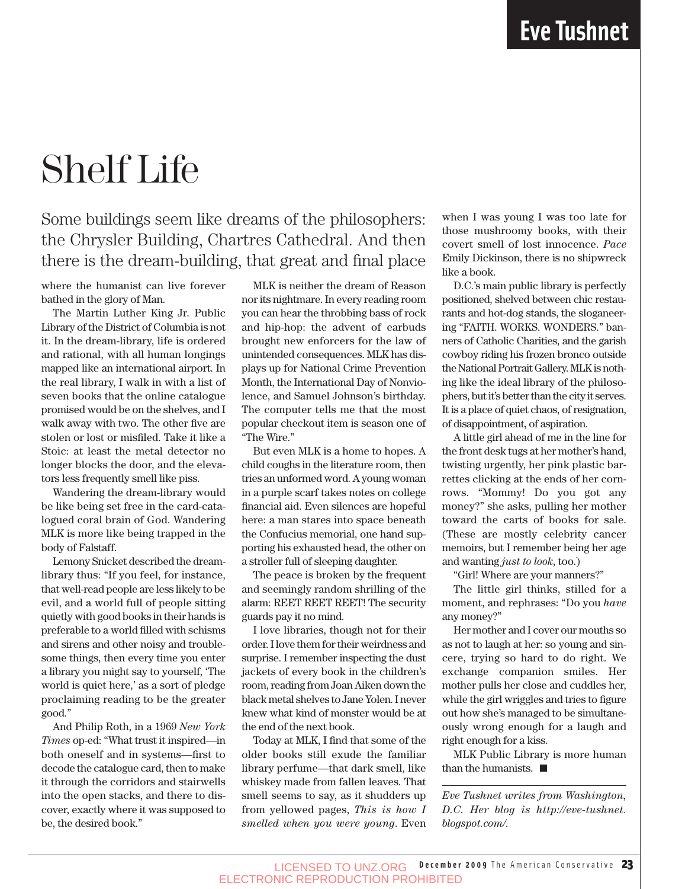Eve Tushnet

# Shelf Life

Some buildings seem like dreams of the philosophers: the Chrysler Building, Chartres Cathedral. And then there is the dream-building, that great and final place where the humanist can live forever bathed in the glory of Man.

The Martin Luther King Jr. Public Library of the District of Columbia is not it. In the dream-library, life is ordered and rational, with all human longings mapped like an international airport. In the real library, I walk in with a list of seven books that the online catalogue promised would be on the shelves, and I walk away with two. The other five are stolen or lost or misfiled. Take it like a Stoic: at least the metal detector no longer blocks the door, and the elevators less frequently smell like piss.

Wandering the dream-library would be like being set free in the card-catalogued coral brain of God. Wandering MLK is more like being trapped in the body of Falstaff.

Lemony Snicket described the dream-library thus: "If you feel, for instance, that well-read people are less likely to be evil, and a world full of people sitting quietly with good books in their hands is preferable to a world filled with schisms and sirens and other noisy and troublesome things, then every time you enter a library you might say to yourself, 'The world is quiet here,' as a sort of pledge proclaiming reading to be the greater good."

And Philip Roth, in a 1969 *New York Times* op-ed: "What trust it inspired—in both oneself and in systems—first to decode the catalogue card, then to make it through the corridors and stairwells into the open stacks, and there to discover, exactly where it was supposed to be, the desired book."

MLK is neither the dream of Reason nor its nightmare. In every reading room you can hear the throbbing bass of rock and hip-hop: the advent of earbuds brought new enforcers for the law of unintended consequences. MLK has displays up for National Crime Prevention Month, the International Day of Nonviolence, and Samuel Johnson's birthday. The computer tells me that the most popular checkout item is season one of "The Wire."

But even MLK is a home to hopes. A child coughs in the literature room, then tries an unformed word. A young woman in a purple scarf takes notes on college financial aid. Even silences are hopeful here: a man stares into space beneath the Confucius memorial, one hand supporting his exhausted head, the other on a stroller full of sleeping daughter.

The peace is broken by the frequent and seemingly random shrilling of the alarm: REET REET REET! The security guards pay it no mind.

I love libraries, though not for their order. I love them for their weirdness and surprise. I remember inspecting the dust jackets of every book in the children's room, reading from Joan Aiken down the black metal shelves to Jane Yolen. I never knew what kind of monster would be at the end of the next book.

Today at MLK, I find that some of the older books still exude the familiar library perfume—that dark smell, like whiskey made from fallen leaves. That smell seems to say, as it shudders up from yellowed pages, *This is how I smelled when you were young*. Even when I was young I was too late for those mushroomy books, with their covert smell of lost innocence. *Pace* Emily Dickinson, there is no shipwreck like a book.

D.C.'s main public library is perfectly positioned, shelved between chic restaurants and hot-dog stands, the sloganeering "FAITH. WORKS. WONDERS." banners of Catholic Charities, and the garish cowboy riding his frozen bronco outside the National Portrait Gallery. MLK is nothing like the ideal library of the philosophers, but it's better than the city it serves. It is a place of quiet chaos, of resignation, of disappointment, of aspiration.

A little girl ahead of me in the line for the front desk tugs at her mother's hand, twisting urgently, her pink plastic barrettes clicking at the ends of her cornrows. "Mommy! Do you got any money?" she asks, pulling her mother toward the carts of books for sale. (These are mostly celebrity cancer memoirs, but I remember being her age and wanting *just to look*, too.)

"Girl! Where are your manners?"

The little girl thinks, stilled for a moment, and rephrases: "Do you *have* any money?"

Her mother and I cover our mouths so as not to laugh at her: so young and sincere, trying so hard to do right. We exchange companion smiles. Her mother pulls her close and cuddles her, while the girl wriggles and tries to figure out how she's managed to be simultaneously wrong enough for a laugh and right enough for a kiss.

MLK Public Library is more human than the humanists. ■

---

*Eve Tushnet writes from Washington, D.C. Her blog is http://eve-tushnet.blogspot.com/.*

LICENSED TO UNZ.ORG
ELECTRONIC REPRODUCTION PROHIBITED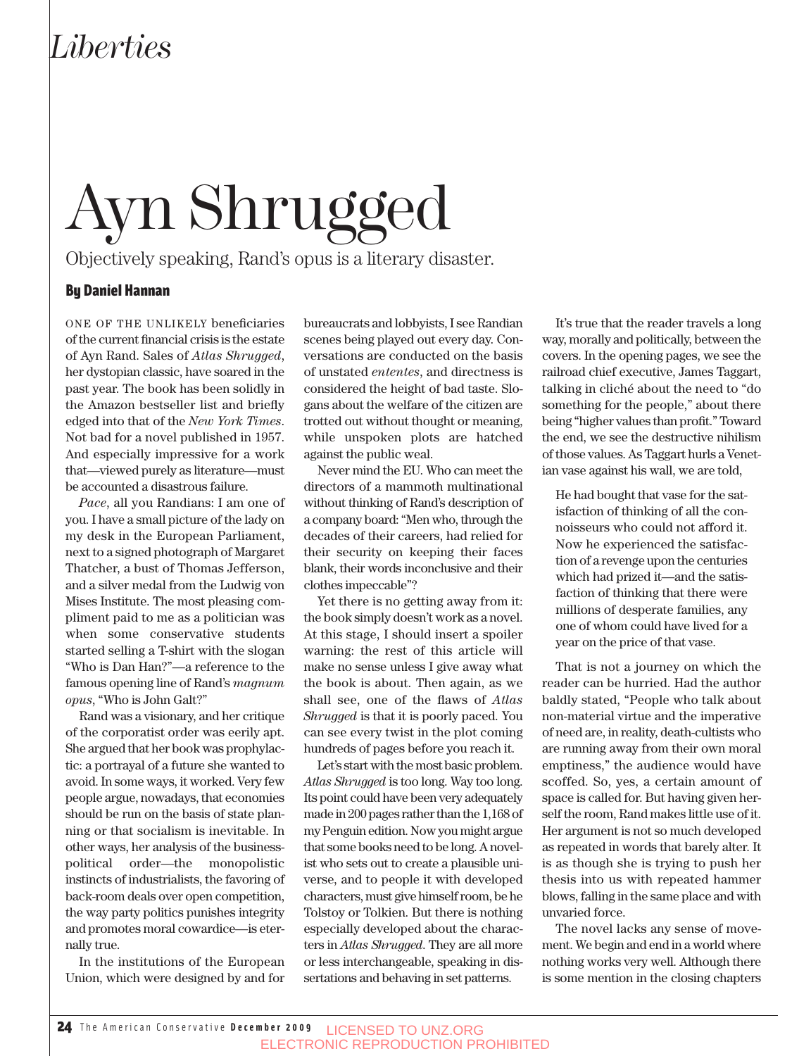*Liberties*

# Ayn Shrugged

Objectively speaking, Rand's opus is a literary disaster.

**By Daniel Hannan**

ONE OF THE UNLIKELY beneficiaries of the current financial crisis is the estate of Ayn Rand. Sales of *Atlas Shrugged*, her dystopian classic, have soared in the past year. The book has been solidly in the Amazon bestseller list and briefly edged into that of the *New York Times*. Not bad for a novel published in 1957. And especially impressive for a work that—viewed purely as literature—must be accounted a disastrous failure.

*Pace*, all you Randians: I am one of you. I have a small picture of the lady on my desk in the European Parliament, next to a signed photograph of Margaret Thatcher, a bust of Thomas Jefferson, and a silver medal from the Ludwig von Mises Institute. The most pleasing compliment paid to me as a politician was when some conservative students started selling a T-shirt with the slogan "Who is Dan Han?"—a reference to the famous opening line of Rand's *magnum opus*, "Who is John Galt?"

Rand was a visionary, and her critique of the corporatist order was eerily apt. She argued that her book was prophylactic: a portrayal of a future she wanted to avoid. In some ways, it worked. Very few people argue, nowadays, that economies should be run on the basis of state planning or that socialism is inevitable. In other ways, her analysis of the business-political order—the monopolistic instincts of industrialists, the favoring of back-room deals over open competition, the way party politics punishes integrity and promotes moral cowardice—is eternally true.

In the institutions of the European Union, which were designed by and for bureaucrats and lobbyists, I see Randian scenes being played out every day. Conversations are conducted on the basis of unstated *ententes*, and directness is considered the height of bad taste. Slogans about the welfare of the citizen are trotted out without thought or meaning, while unspoken plots are hatched against the public weal.

Never mind the EU. Who can meet the directors of a mammoth multinational without thinking of Rand's description of a company board: "Men who, through the decades of their careers, had relied for their security on keeping their faces blank, their words inconclusive and their clothes impeccable"?

Yet there is no getting away from it: the book simply doesn't work as a novel. At this stage, I should insert a spoiler warning: the rest of this article will make no sense unless I give away what the book is about. Then again, as we shall see, one of the flaws of *Atlas Shrugged* is that it is poorly paced. You can see every twist in the plot coming hundreds of pages before you reach it.

Let's start with the most basic problem. *Atlas Shrugged* is too long. Way too long. Its point could have been very adequately made in 200 pages rather than the 1,168 of my Penguin edition. Now you might argue that some books need to be long. A novelist who sets out to create a plausible universe, and to people it with developed characters, must give himself room, be he Tolstoy or Tolkien. But there is nothing especially developed about the characters in *Atlas Shrugged*. They are all more or less interchangeable, speaking in dissertations and behaving in set patterns.

It's true that the reader travels a long way, morally and politically, between the covers. In the opening pages, we see the railroad chief executive, James Taggart, talking in cliché about the need to "do something for the people," about there being "higher values than profit." Toward the end, we see the destructive nihilism of those values. As Taggart hurls a Venetian vase against his wall, we are told,

> He had bought that vase for the satisfaction of thinking of all the connoisseurs who could not afford it. Now he experienced the satisfaction of a revenge upon the centuries which had prized it—and the satisfaction of thinking that there were millions of desperate families, any one of whom could have lived for a year on the price of that vase.

That is not a journey on which the reader can be hurried. Had the author baldly stated, "People who talk about non-material virtue and the imperative of need are, in reality, death-cultists who are running away from their own moral emptiness," the audience would have scoffed. So, yes, a certain amount of space is called for. But having given herself the room, Rand makes little use of it. Her argument is not so much developed as repeated in words that barely alter. It is as though she is trying to push her thesis into us with repeated hammer blows, falling in the same place and with unvaried force.

The novel lacks any sense of movement. We begin and end in a world where nothing works very well. Although there is some mention in the closing chapters